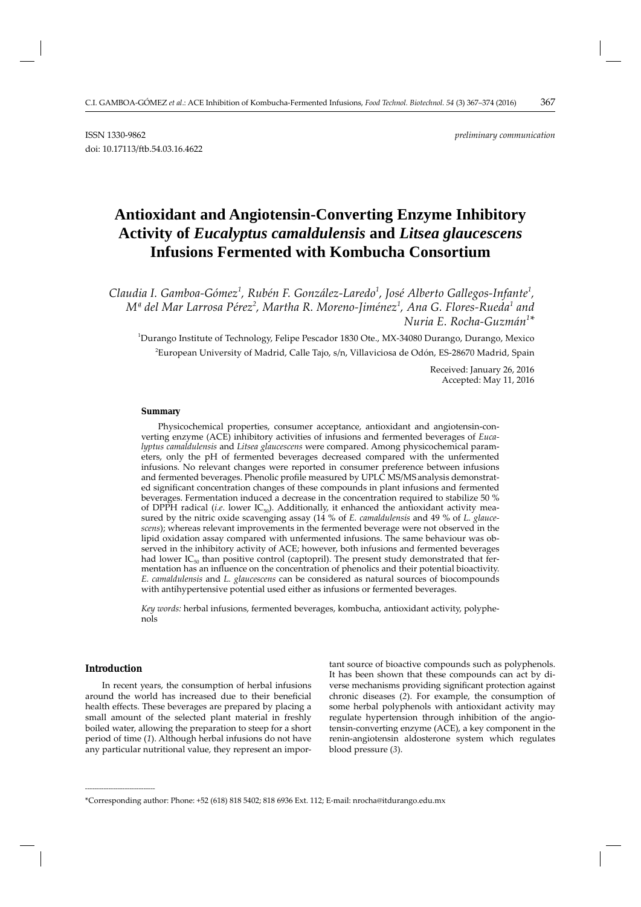ISSN 1330-9862 *preliminary communication*

doi: 10.17113/ftb.54.03.16.4622

# Antioxidant and Angiotensin-Converting Enzyme Inhibitory Activity of *Eucalyptus camaldulensis* and *Litsea glaucescens* Infusions Fermented with Kombucha Consortium

*Claudia I. Gamboa-Gómez[1], Rubén F. González-Laredo[1], José Alberto Gallegos-Infante[1], Mª del Mar Larrosa Pérez[2], Martha R. Moreno-Jiménez[1], Ana G. Flores-Rueda[1] and Nuria E. Rocha-Guzmán[1]**

[1]Durango Institute of Technology, Felipe Pescador 1830 Ote., MX-34080 Durango, Durango, Mexico

[2]European University of Madrid, Calle Tajo, s/n, Villaviciosa de Odón, ES-28670 Madrid, Spain

Received: January 26, 2016
Accepted: May 11, 2016

## Summary

Physicochemical properties, consumer acceptance, antioxidant and angiotensin-converting enzyme (ACE) inhibitory activities of infusions and fermented beverages of *Eucalyptus camaldulensis* and *Litsea glaucescens* were compared. Among physicochemical parameters, only the pH of fermented beverages decreased compared with the unfermented infusions. No relevant changes were reported in consumer preference between infusions and fermented beverages. Phenolic profile measured by UPLC MS/MS analysis demonstrated significant concentration changes of these compounds in plant infusions and fermented beverages. Fermentation induced a decrease in the concentration required to stabilize 50 % of DPPH radical (*i.e.* lower $IC_{50}$). Additionally, it enhanced the antioxidant activity measured by the nitric oxide scavenging assay (14 % of *E. camaldulensis* and 49 % of *L. glaucescens*); whereas relevant improvements in the fermented beverage were not observed in the lipid oxidation assay compared with unfermented infusions. The same behaviour was observed in the inhibitory activity of ACE; however, both infusions and fermented beverages had lower $IC_{50}$ than positive control (captopril). The present study demonstrated that fermentation has an influence on the concentration of phenolics and their potential bioactivity. *E. camaldulensis* and *L. glaucescens* can be considered as natural sources of biocompounds with antihypertensive potential used either as infusions or fermented beverages.

*Key words:* herbal infusions, fermented beverages, kombucha, antioxidant activity, polyphenols

## Introduction

In recent years, the consumption of herbal infusions around the world has increased due to their beneficial health effects. These beverages are prepared by placing a small amount of the selected plant material in freshly boiled water, allowing the preparation to steep for a short period of time (*1*). Although herbal infusions do not have any particular nutritional value, they represent an important source of bioactive compounds such as polyphenols. It has been shown that these compounds can act by diverse mechanisms providing significant protection against chronic diseases (*2*). For example, the consumption of some herbal polyphenols with antioxidant activity may regulate hypertension through inhibition of the angiotensin-converting enzyme (ACE), a key component in the renin-angiotensin aldosterone system which regulates blood pressure (*3*).

*Corresponding author: Phone: +52 (618) 818 5402; 818 6936 Ext. 112; E-mail: nrocha@itdurango.edu.mx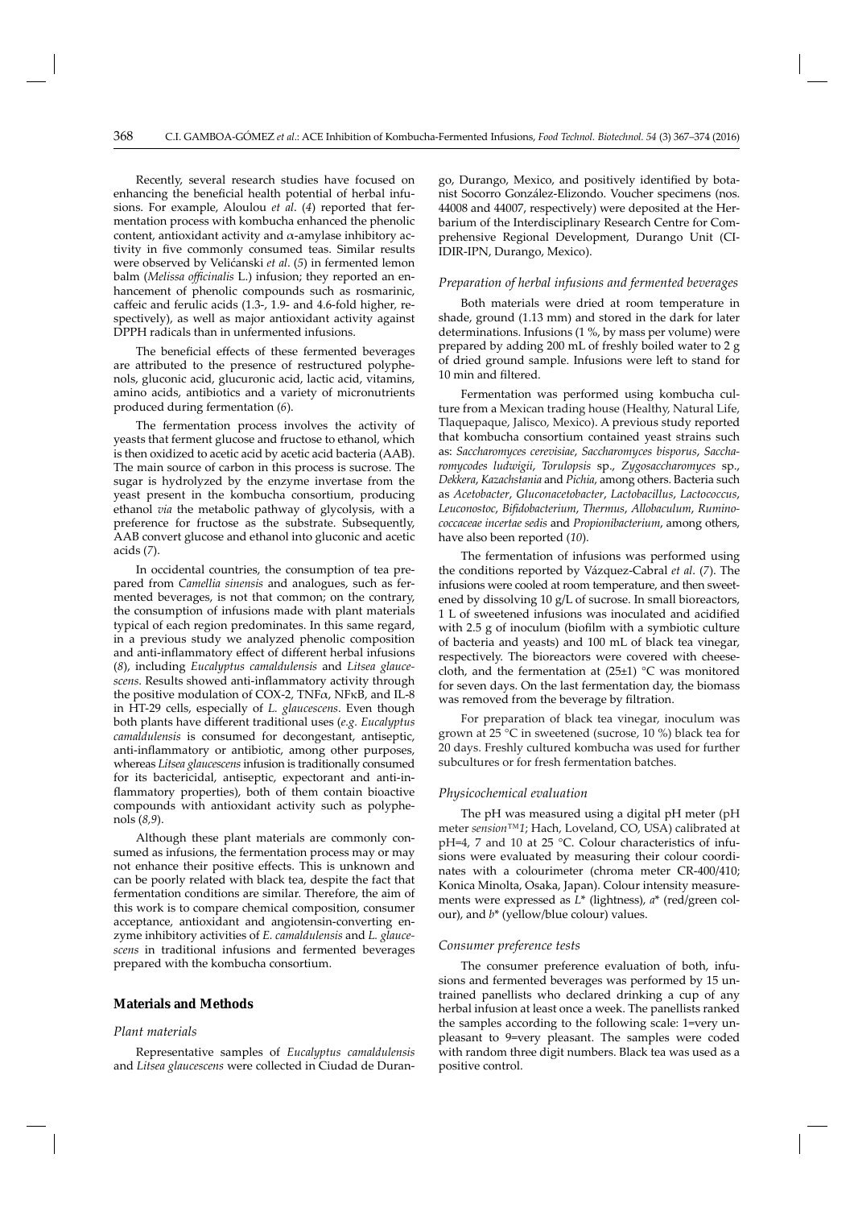Recently, several research studies have focused on enhancing the beneficial health potential of herbal infusions. For example, Aloulou *et al.* (*4*) reported that fermentation process with kombucha enhanced the phenolic content, antioxidant activity and α-amylase inhibitory activity in five commonly consumed teas. Similar results were observed by Velićanski *et al.* (*5*) in fermented lemon balm (*Melissa officinalis* L.) infusion; they reported an enhancement of phenolic compounds such as rosmarinic, caffeic and ferulic acids (1.3-, 1.9- and 4.6-fold higher, respectively), as well as major antioxidant activity against DPPH radicals than in unfermented infusions.

The beneficial effects of these fermented beverages are attributed to the presence of restructured polyphenols, gluconic acid, glucuronic acid, lactic acid, vitamins, amino acids, antibiotics and a variety of micronutrients produced during fermentation (*6*).

The fermentation process involves the activity of yeasts that ferment glucose and fructose to ethanol, which is then oxidized to acetic acid by acetic acid bacteria (AAB). The main source of carbon in this process is sucrose. The sugar is hydrolyzed by the enzyme invertase from the yeast present in the kombucha consortium, producing ethanol *via* the metabolic pathway of glycolysis, with a preference for fructose as the substrate. Subsequently, AAB convert glucose and ethanol into gluconic and acetic acids (*7*).

In occidental countries, the consumption of tea prepared from *Camellia sinensis* and analogues, such as fermented beverages, is not that common; on the contrary, the consumption of infusions made with plant materials typical of each region predominates. In this same regard, in a previous study we analyzed phenolic composition and anti-inflammatory effect of different herbal infusions (*8*), including *Eucalyptus camaldulensis* and *Litsea glaucescens*. Results showed anti-inflammatory activity through the positive modulation of COX-2, TNFα, NFκB, and IL-8 in HT-29 cells, especially of *L. glaucescens*. Even though both plants have different traditional uses (*e.g. Eucalyptus camaldulensis* is consumed for decongestant, antiseptic, anti-inflammatory or antibiotic, among other purposes, whereas *Litsea glaucescens* infusion is traditionally consumed for its bactericidal, antiseptic, expectorant and anti-inflammatory properties), both of them contain bioactive compounds with antioxidant activity such as polyphenols (*8,9*).

Although these plant materials are commonly consumed as infusions, the fermentation process may or may not enhance their positive effects. This is unknown and can be poorly related with black tea, despite the fact that fermentation conditions are similar. Therefore, the aim of this work is to compare chemical composition, consumer acceptance, antioxidant and angiotensin-converting enzyme inhibitory activities of *E. camaldulensis* and *L. glaucescens* in traditional infusions and fermented beverages prepared with the kombucha consortium.

## Materials and Methods

### Plant materials

Representative samples of *Eucalyptus camaldulensis* and *Litsea glaucescens* were collected in Ciudad de Durango, Durango, Mexico, and positively identified by botanist Socorro González-Elizondo. Voucher specimens (nos. 44008 and 44007, respectively) were deposited at the Herbarium of the Interdisciplinary Research Centre for Comprehensive Regional Development, Durango Unit (CIIDIR-IPN, Durango, Mexico).

### Preparation of herbal infusions and fermented beverages

Both materials were dried at room temperature in shade, ground (1.13 mm) and stored in the dark for later determinations. Infusions (1 %, by mass per volume) were prepared by adding 200 mL of freshly boiled water to 2 g of dried ground sample. Infusions were left to stand for 10 min and filtered.

Fermentation was performed using kombucha culture from a Mexican trading house (Healthy, Natural Life, Tlaquepaque, Jalisco, Mexico). A previous study reported that kombucha consortium contained yeast strains such as: *Saccharomyces cerevisiae*, *Saccharomyces bisporus*, *Saccharomycodes ludwigii*, *Torulopsis* sp., *Zygosaccharomyces* sp., *Dekkera*, *Kazachstania* and *Pichia*, among others. Bacteria such as *Acetobacter*, *Gluconacetobacter*, *Lactobacillus*, *Lactococcus*, *Leuconostoc*, *Bifidobacterium*, *Thermus*, *Allobaculum*, *Ruminococcaceae incertae sedis* and *Propionibacterium*, among others, have also been reported (*10*).

The fermentation of infusions was performed using the conditions reported by Vázquez-Cabral *et al.* (*7*). The infusions were cooled at room temperature, and then sweetened by dissolving 10 g/L of sucrose. In small bioreactors, 1 L of sweetened infusions was inoculated and acidified with 2.5 g of inoculum (biofilm with a symbiotic culture of bacteria and yeasts) and 100 mL of black tea vinegar, respectively. The bioreactors were covered with cheesecloth, and the fermentation at (25±1) °C was monitored for seven days. On the last fermentation day, the biomass was removed from the beverage by filtration.

For preparation of black tea vinegar, inoculum was grown at 25 °C in sweetened (sucrose, 10 %) black tea for 20 days. Freshly cultured kombucha was used for further subcultures or for fresh fermentation batches.

### Physicochemical evaluation

The pH was measured using a digital pH meter (pH meter *sension™1*; Hach, Loveland, CO, USA) calibrated at pH=4, 7 and 10 at 25 °C. Colour characteristics of infusions were evaluated by measuring their colour coordinates with a colourimeter (chroma meter CR-400/410; Konica Minolta, Osaka, Japan). Colour intensity measurements were expressed as $L^*$ (lightness), $a^*$ (red/green colour), and $b^*$ (yellow/blue colour) values.

### Consumer preference tests

The consumer preference evaluation of both, infusions and fermented beverages was performed by 15 untrained panellists who declared drinking a cup of any herbal infusion at least once a week. The panellists ranked the samples according to the following scale: 1=very unpleasant to 9=very pleasant. The samples were coded with random three digit numbers. Black tea was used as a positive control.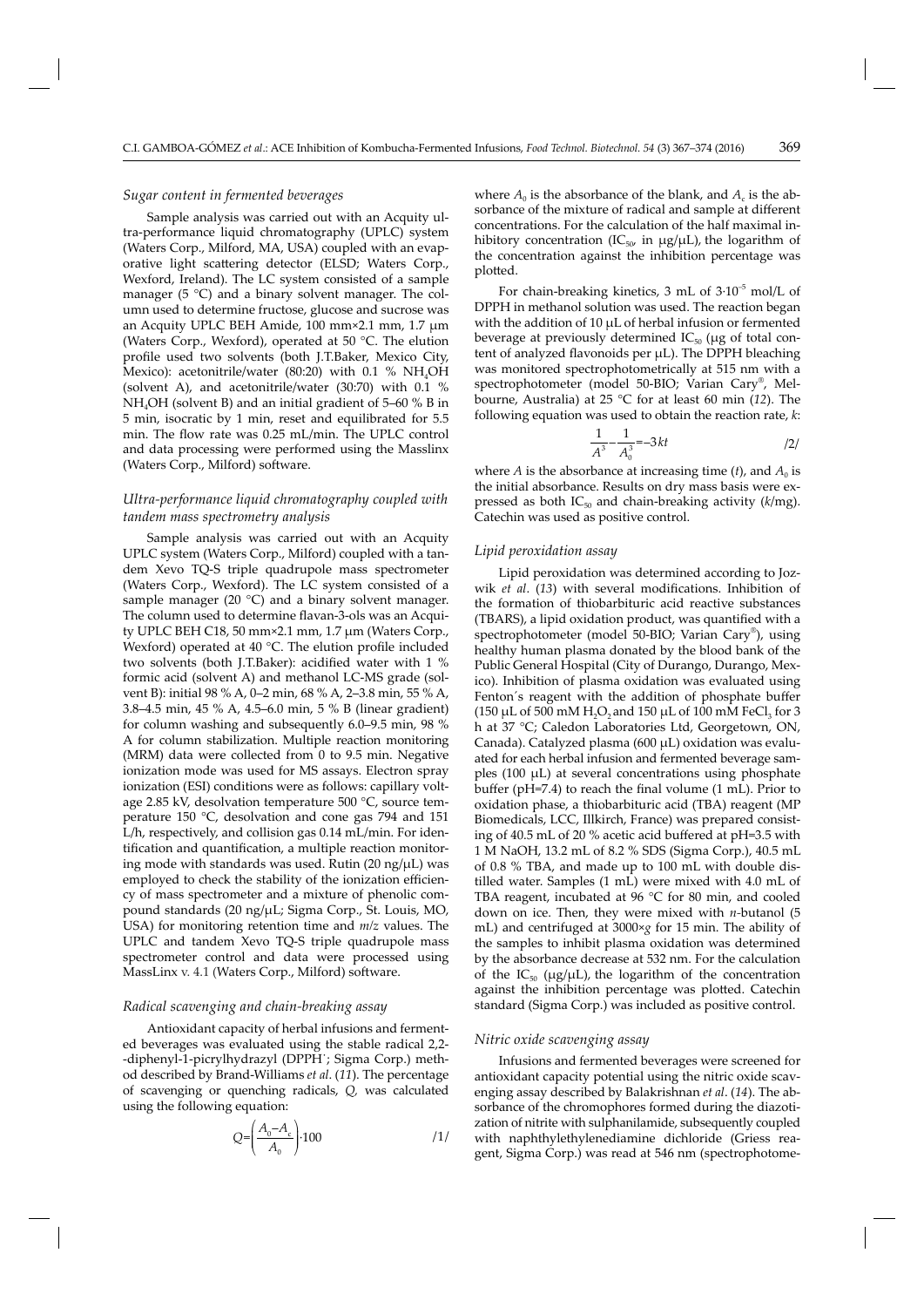### Sugar content in fermented beverages

Sample analysis was carried out with an Acquity ultra-performance liquid chromatography (UPLC) system (Waters Corp., Milford, MA, USA) coupled with an evaporative light scattering detector (ELSD; Waters Corp., Wexford, Ireland). The LC system consisted of a sample manager (5 °C) and a binary solvent manager. The column used to determine fructose, glucose and sucrose was an Acquity UPLC BEH Amide, 100 mm×2.1 mm, 1.7 μm (Waters Corp., Wexford), operated at 50 °C. The elution profile used two solvents (both J.T.Baker, Mexico City, Mexico): acetonitrile/water (80:20) with 0.1 % $NH_4OH$ (solvent A), and acetonitrile/water (30:70) with 0.1 % $NH_4OH$ (solvent B) and an initial gradient of 5–60 % B in 5 min, isocratic by 1 min, reset and equilibrated for 5.5 min. The flow rate was 0.25 mL/min. The UPLC control and data processing were performed using the Masslinx (Waters Corp., Milford) software.

### Ultra-performance liquid chromatography coupled with tandem mass spectrometry analysis

Sample analysis was carried out with an Acquity UPLC system (Waters Corp., Milford) coupled with a tandem Xevo TQ-S triple quadrupole mass spectrometer (Waters Corp., Wexford). The LC system consisted of a sample manager (20 °C) and a binary solvent manager. The column used to determine flavan-3-ols was an Acquity UPLC BEH C18, 50 mm×2.1 mm, 1.7 μm (Waters Corp., Wexford) operated at 40 °C. The elution profile included two solvents (both J.T.Baker): acidified water with 1 % formic acid (solvent A) and methanol LC-MS grade (solvent B): initial 98 % A, 0–2 min, 68 % A, 2–3.8 min, 55 % A, 3.8–4.5 min, 45 % A, 4.5–6.0 min, 5 % B (linear gradient) for column washing and subsequently 6.0–9.5 min, 98 % A for column stabilization. Multiple reaction monitoring (MRM) data were collected from 0 to 9.5 min. Negative ionization mode was used for MS assays. Electron spray ionization (ESI) conditions were as follows: capillary voltage 2.85 kV, desolvation temperature 500 °C, source temperature 150 °C, desolvation and cone gas 794 and 151 L/h, respectively, and collision gas 0.14 mL/min. For identification and quantification, a multiple reaction monitoring mode with standards was used. Rutin (20 ng/μL) was employed to check the stability of the ionization efficiency of mass spectrometer and a mixture of phenolic compound standards (20 ng/μL; Sigma Corp., St. Louis, MO, USA) for monitoring retention time and $m/z$ values. The UPLC and tandem Xevo TQ-S triple quadrupole mass spectrometer control and data were processed using MassLinx v. 4.1 (Waters Corp., Milford) software.

### Radical scavenging and chain-breaking assay

Antioxidant capacity of herbal infusions and fermented beverages was evaluated using the stable radical 2,2-diphenyl-1-picrylhydrazyl (DPPH˙; Sigma Corp.) method described by Brand-Williams *et al*. (11). The percentage of scavenging or quenching radicals, $Q$, was calculated using the following equation:

$$Q=\left(\frac{A_0-A_c}{A_0}\right)\cdot 100 \qquad /1/$$

where $A_0$ is the absorbance of the blank, and $A_c$ is the absorbance of the mixture of radical and sample at different concentrations. For the calculation of the half maximal inhibitory concentration ($IC_{50}$, in μg/μL), the logarithm of the concentration against the inhibition percentage was plotted.

For chain-breaking kinetics, 3 mL of $3\cdot10^{-5}$ mol/L of DPPH in methanol solution was used. The reaction began with the addition of 10 μL of herbal infusion or fermented beverage at previously determined $IC_{50}$ (μg of total content of analyzed flavonoids per μL). The DPPH bleaching was monitored spectrophotometrically at 515 nm with a spectrophotometer (model 50-BIO; Varian Cary®, Melbourne, Australia) at 25 °C for at least 60 min (12). The following equation was used to obtain the reaction rate, $k$:

$$\frac{1}{A^3}-\frac{1}{A_0^3}=-3kt \qquad /2/$$

where $A$ is the absorbance at increasing time ($t$), and $A_0$ is the initial absorbance. Results on dry mass basis were expressed as both $IC_{50}$ and chain-breaking activity ($k$/mg). Catechin was used as positive control.

### Lipid peroxidation assay

Lipid peroxidation was determined according to Jozwik *et al*. (13) with several modifications. Inhibition of the formation of thiobarbituric acid reactive substances (TBARS), a lipid oxidation product, was quantified with a spectrophotometer (model 50-BIO; Varian Cary®), using healthy human plasma donated by the blood bank of the Public General Hospital (City of Durango, Durango, Mexico). Inhibition of plasma oxidation was evaluated using Fenton´s reagent with the addition of phosphate buffer (150 μL of 500 mM $H_2O_2$ and 150 μL of 100 mM $FeCl_3$ for 3 h at 37 °C; Caledon Laboratories Ltd, Georgetown, ON, Canada). Catalyzed plasma (600 μL) oxidation was evaluated for each herbal infusion and fermented beverage samples (100 μL) at several concentrations using phosphate buffer (pH=7.4) to reach the final volume (1 mL). Prior to oxidation phase, a thiobarbituric acid (TBA) reagent (MP Biomedicals, LCC, Illkirch, France) was prepared consisting of 40.5 mL of 20 % acetic acid buffered at pH=3.5 with 1 M NaOH, 13.2 mL of 8.2 % SDS (Sigma Corp.), 40.5 mL of 0.8 % TBA, and made up to 100 mL with double distilled water. Samples (1 mL) were mixed with 4.0 mL of TBA reagent, incubated at 96 °C for 80 min, and cooled down on ice. Then, they were mixed with *n*-butanol (5 mL) and centrifuged at 3000×*g* for 15 min. The ability of the samples to inhibit plasma oxidation was determined by the absorbance decrease at 532 nm. For the calculation of the $IC_{50}$ (μg/μL), the logarithm of the concentration against the inhibition percentage was plotted. Catechin standard (Sigma Corp.) was included as positive control.

### Nitric oxide scavenging assay

Infusions and fermented beverages were screened for antioxidant capacity potential using the nitric oxide scavenging assay described by Balakrishnan *et al*. (14). The absorbance of the chromophores formed during the diazotization of nitrite with sulphanilamide, subsequently coupled with naphthylethylenediamine dichloride (Griess reagent, Sigma Corp.) was read at 546 nm (spectrophotome-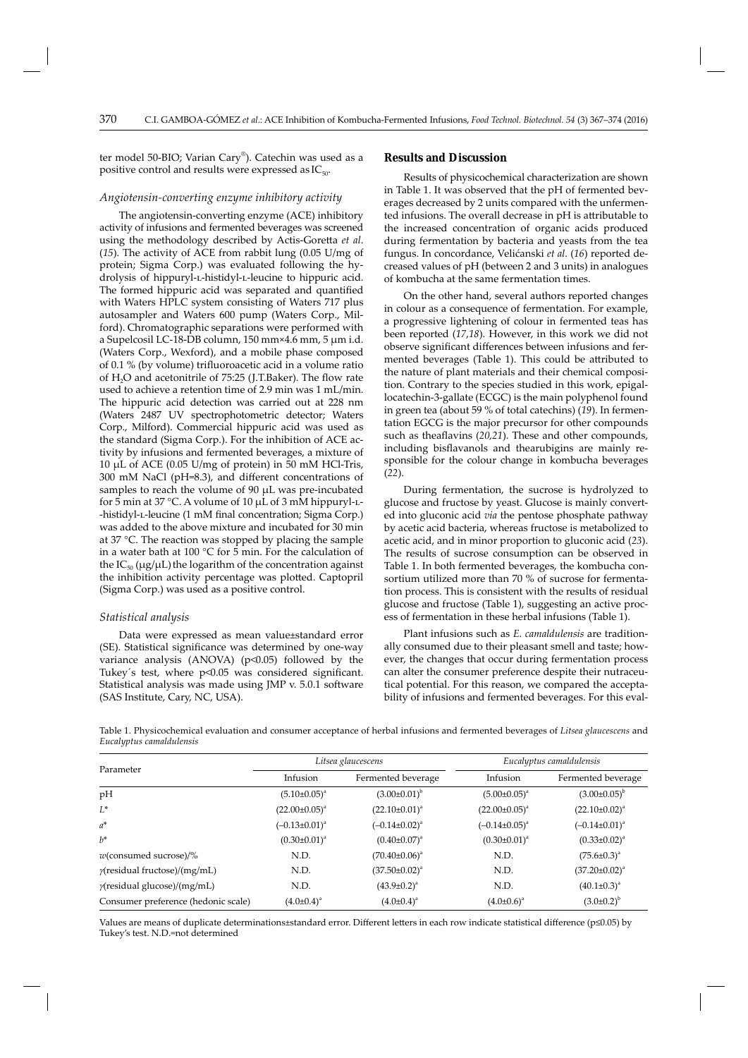ter model 50-BIO; Varian Cary®). Catechin was used as a positive control and results were expressed as $IC_{50}$.

### *Angiotensin-converting enzyme inhibitory activity*

The angiotensin-converting enzyme (ACE) inhibitory activity of infusions and fermented beverages was screened using the methodology described by Actis-Goretta *et al*. (*15*). The activity of ACE from rabbit lung (0.05 U/mg of protein; Sigma Corp.) was evaluated following the hydrolysis of hippuryl-L-histidyl-L-leucine to hippuric acid. The formed hippuric acid was separated and quantified with Waters HPLC system consisting of Waters 717 plus autosampler and Waters 600 pump (Waters Corp., Milford). Chromatographic separations were performed with a Supelcosil LC-18-DB column, 150 mm×4.6 mm, 5 μm i.d. (Waters Corp., Wexford), and a mobile phase composed of 0.1 % (by volume) trifluoroacetic acid in a volume ratio of $H_2O$ and acetonitrile of 75:25 (J.T.Baker). The flow rate used to achieve a retention time of 2.9 min was 1 mL/min. The hippuric acid detection was carried out at 228 nm (Waters 2487 UV spectrophotometric detector; Waters Corp., Milford). Commercial hippuric acid was used as the standard (Sigma Corp.). For the inhibition of ACE activity by infusions and fermented beverages, a mixture of 10 μL of ACE (0.05 U/mg of protein) in 50 mM HCl-Tris, 300 mM NaCl (pH=8.3), and different concentrations of samples to reach the volume of 90 μL was pre-incubated for 5 min at 37 °C. A volume of 10 μL of 3 mM hippuryl-L-histidyl-L-leucine (1 mM final concentration; Sigma Corp.) was added to the above mixture and incubated for 30 min at 37 °C. The reaction was stopped by placing the sample in a water bath at 100 °C for 5 min. For the calculation of the $IC_{50}$ (μg/μL) the logarithm of the concentration against the inhibition activity percentage was plotted. Captopril (Sigma Corp.) was used as a positive control.

### *Statistical analysis*

Data were expressed as mean value±standard error (SE). Statistical significance was determined by one-way variance analysis (ANOVA) ($p<0.05$) followed by the Tukey´s test, where $p<0.05$ was considered significant. Statistical analysis was made using JMP v. 5.0.1 software (SAS Institute, Cary, NC, USA).

## Results and Discussion

Results of physicochemical characterization are shown in Table 1. It was observed that the pH of fermented beverages decreased by 2 units compared with the unfermented infusions. The overall decrease in pH is attributable to the increased concentration of organic acids produced during fermentation by bacteria and yeasts from the tea fungus. In concordance, Velićanski *et al*. (*16*) reported decreased values of pH (between 2 and 3 units) in analogues of kombucha at the same fermentation times.

On the other hand, several authors reported changes in colour as a consequence of fermentation. For example, a progressive lightening of colour in fermented teas has been reported (*17*,*18*). However, in this work we did not observe significant differences between infusions and fermented beverages (Table 1). This could be attributed to the nature of plant materials and their chemical composition. Contrary to the species studied in this work, epigallocatechin-3-gallate (ECGC) is the main polyphenol found in green tea (about 59 % of total catechins) (*19*). In fermentation EGCG is the major precursor for other compounds such as theaflavins (*20*,*21*). These and other compounds, including bisflavanols and thearubigins are mainly responsible for the colour change in kombucha beverages (*22*).

During fermentation, the sucrose is hydrolyzed to glucose and fructose by yeast. Glucose is mainly converted into gluconic acid *via* the pentose phosphate pathway by acetic acid bacteria, whereas fructose is metabolized to acetic acid, and in minor proportion to gluconic acid (*23*). The results of sucrose consumption can be observed in Table 1. In both fermented beverages, the kombucha consortium utilized more than 70 % of sucrose for fermentation process. This is consistent with the results of residual glucose and fructose (Table 1), suggesting an active process of fermentation in these herbal infusions (Table 1).

Plant infusions such as *E. camaldulensis* are traditionally consumed due to their pleasant smell and taste; however, the changes that occur during fermentation process can alter the consumer preference despite their nutraceutical potential. For this reason, we compared the acceptability of infusions and fermented beverages. For this eval-

Table 1. Physicochemical evaluation and consumer acceptance of herbal infusions and fermented beverages of *Litsea glaucescens* and *Eucalyptus camaldulensis*

| Parameter | *Litsea glaucescens* | | *Eucalyptus camaldulensis* | |
|---|---|---|---|---|
| | Infusion | Fermented beverage | Infusion | Fermented beverage |
| pH | $(5.10±0.05)^a$ | $(3.00±0.01)^b$ | $(5.00±0.05)^a$ | $(3.00±0.05)^b$ |
| $L^*$ | $(22.00±0.05)^a$ | $(22.10±0.01)^a$ | $(22.00±0.05)^a$ | $(22.10±0.02)^a$ |
| $a^*$ | $(–0.13±0.01)^a$ | $(–0.14±0.02)^a$ | $(–0.14±0.05)^a$ | $(–0.14±0.01)^a$ |
| $b^*$ | $(0.30±0.01)^a$ | $(0.40±0.07)^a$ | $(0.30±0.01)^a$ | $(0.33±0.02)^a$ |
| $w$(consumed sucrose)/% | N.D. | $(70.40±0.06)^a$ | N.D. | $(75.6±0.3)^a$ |
| $\gamma$(residual fructose)/(mg/mL) | N.D. | $(37.50±0.02)^a$ | N.D. | $(37.20±0.02)^a$ |
| $\gamma$(residual glucose)/(mg/mL) | N.D. | $(43.9±0.2)^a$ | N.D. | $(40.1±0.3)^a$ |
| Consumer preference (hedonic scale) | $(4.0±0.4)^a$ | $(4.0±0.4)^a$ | $(4.0±0.6)^a$ | $(3.0±0.2)^b$ |

Values are means of duplicate determinations±standard error. Different letters in each row indicate statistical difference ($p≤0.05$) by Tukey's test. N.D.=not determined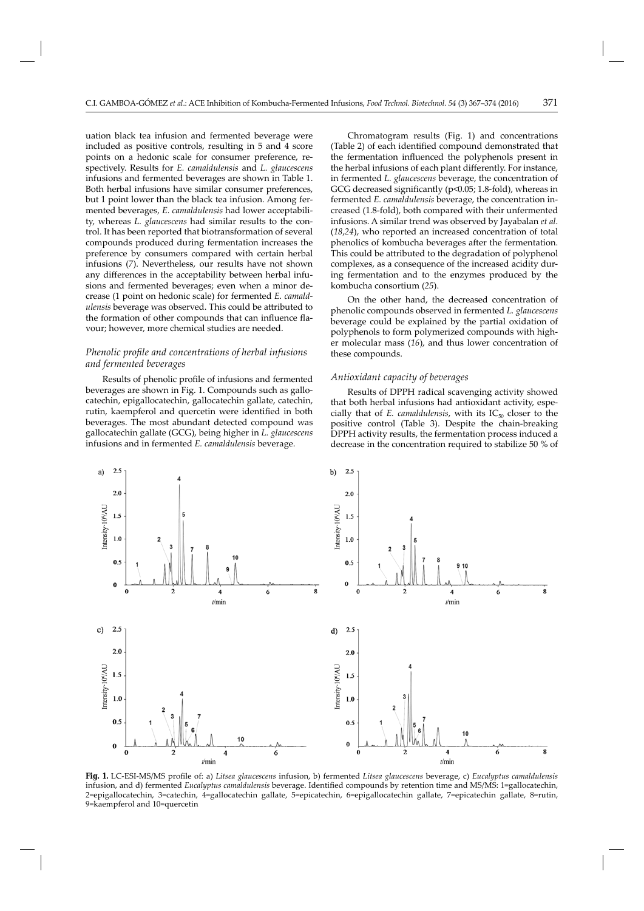uation black tea infusion and fermented beverage were included as positive controls, resulting in 5 and 4 score points on a hedonic scale for consumer preference, respectively. Results for *E. camaldulensis* and *L. glaucescens* infusions and fermented beverages are shown in Table 1. Both herbal infusions have similar consumer preferences, but 1 point lower than the black tea infusion. Among fermented beverages, *E. camaldulensis* had lower acceptability, whereas *L. glaucescens* had similar results to the control. It has been reported that biotransformation of several compounds produced during fermentation increases the preference by consumers compared with certain herbal infusions (*7*). Nevertheless, our results have not shown any differences in the acceptability between herbal infusions and fermented beverages; even when a minor decrease (1 point on hedonic scale) for fermented *E. camaldulensis* beverage was observed. This could be attributed to the formation of other compounds that can influence flavour; however, more chemical studies are needed.

### *Phenolic profile and concentrations of herbal infusions and fermented beverages*

Results of phenolic profile of infusions and fermented beverages are shown in Fig. 1. Compounds such as gallocatechin, epigallocatechin, gallocatechin gallate, catechin, rutin, kaempferol and quercetin were identified in both beverages. The most abundant detected compound was gallocatechin gallate (GCG), being higher in *L. glaucescens* infusions and in fermented *E. camaldulensis* beverage.

Chromatogram results (Fig. 1) and concentrations (Table 2) of each identified compound demonstrated that the fermentation influenced the polyphenols present in the herbal infusions of each plant differently. For instance, in fermented *L. glaucescens* beverage, the concentration of GCG decreased significantly ($p<0.05$; 1.8-fold), whereas in fermented *E. camaldulensis* beverage, the concentration increased (1.8-fold), both compared with their unfermented infusions. A similar trend was observed by Jayabalan *et al*. (*18,24*), who reported an increased concentration of total phenolics of kombucha beverages after the fermentation. This could be attributed to the degradation of polyphenol complexes, as a consequence of the increased acidity during fermentation and to the enzymes produced by the kombucha consortium (*25*).

On the other hand, the decreased concentration of phenolic compounds observed in fermented *L. glaucescens* beverage could be explained by the partial oxidation of polyphenols to form polymerized compounds with higher molecular mass (*16*), and thus lower concentration of these compounds.

### *Antioxidant capacity of beverages*

Results of DPPH radical scavenging activity showed that both herbal infusions had antioxidant activity, especially that of *E. camaldulensis*, with its $IC_{50}$ closer to the positive control (Table 3). Despite the chain-breaking DPPH activity results, the fermentation process induced a decrease in the concentration required to stabilize 50 % of

**Fig. 1.** LC-ESI-MS/MS profile of: a) *Litsea glaucescens* infusion, b) fermented *Litsea glaucescens* beverage, c) *Eucalyptus camaldulensis* infusion, and d) fermented *Eucalyptus camaldulensis* beverage. Identified compounds by retention time and MS/MS: 1=gallocatechin, 2=epigallocatechin, 3=catechin, 4=gallocatechin gallate, 5=epicatechin, 6=epigallocatechin gallate, 7=epicatechin gallate, 8=rutin, 9=kaempferol and 10=quercetin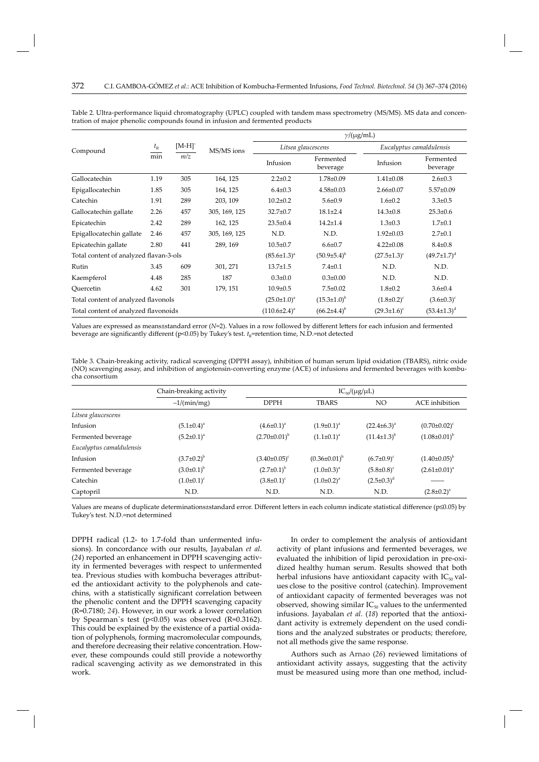Table 2. Ultra-performance liquid chromatography (UPLC) coupled with tandem mass spectrometry (MS/MS). MS data and concentration of major phenolic compounds found in infusion and fermented products

| Compound | $t_R$/min | [M-H]$^-$ m/z | MS/MS ions | $\gamma$/(μg/mL) | | | |
|---|---|---|---|---|---|---|---|
| | | | | *Litsea glaucescens* | | *Eucalyptus camaldulensis* | |
| | | | | Infusion | Fermented beverage | Infusion | Fermented beverage |
| Gallocatechin | 1.19 | 305 | 164, 125 | 2.2±0.2 | 1.78±0.09 | 1.41±0.08 | 2.6±0.3 |
| Epigallocatechin | 1.85 | 305 | 164, 125 | 6.4±0.3 | 4.58±0.03 | 2.66±0.07 | 5.57±0.09 |
| Catechin | 1.91 | 289 | 203, 109 | 10.2±0.2 | 5.6±0.9 | 1.6±0.2 | 3.3±0.5 |
| Gallocatechin gallate | 2.26 | 457 | 305, 169, 125 | 32.7±0.7 | 18.1±2.4 | 14.3±0.8 | 25.3±0.6 |
| Epicatechin | 2.42 | 289 | 162, 125 | 23.5±0.4 | 14.2±1.4 | 1.3±0.3 | 1.7±0.1 |
| Epigallocatechin gallate | 2.46 | 457 | 305, 169, 125 | N.D. | N.D. | 1.92±0.03 | 2.7±0.1 |
| Epicatechin gallate | 2.80 | 441 | 289, 169 | 10.5±0.7 | 6.6±0.7 | 4.22±0.08 | 8.4±0.8 |
| Total content of analyzed flavan-3-ols | | | | (85.6±1.3)[a] | (50.9±5.4)[b] | (27.5±1.3)[c] | (49.7±1.7)[d] |
| Rutin | 3.45 | 609 | 301, 271 | 13.7±1.5 | 7.4±0.1 | N.D. | N.D. |
| Kaempferol | 4.48 | 285 | 187 | 0.3±0.0 | 0.3±0.00 | N.D. | N.D. |
| Quercetin | 4.62 | 301 | 179, 151 | 10.9±0.5 | 7.5±0.02 | 1.8±0.2 | 3.6±0.4 |
| Total content of analyzed flavonols | | | | (25.0±1.0)[a] | (15.3±1.0)[b] | (1.8±0.2)[c] | (3.6±0.3)[c] |
| Total content of analyzed flavonoids | | | | (110.6±2.4)[a] | (66.2±4.4)[b] | (29.3±1.6)[c] | (53.4±1.3)[d] |

Values are expressed as means±standard error ($N$=2). Values in a row followed by different letters for each infusion and fermented beverage are significantly different ($p<0.05$) by Tukey's test. $t_R$=retention time, N.D.=not detected

Table 3. Chain-breaking activity, radical scavenging (DPPH assay), inhibition of human serum lipid oxidation (TBARS), nitric oxide (NO) scavenging assay, and inhibition of angiotensin-converting enzyme (ACE) of infusions and fermented beverages with kombucha consortium

| | Chain-breaking activity | $IC_{50}$/(μg/μL) | | | |
|---|---|---|---|---|---|
| | –1/(min/mg) | DPPH | TBARS | NO | ACE inhibition |
| *Litsea glaucescens* | | | | | |
| Infusion | (5.1±0.4)[a] | (4.6±0.1)[a] | (1.9±0.1)[a] | (22.4±6.3)[a] | (0.70±0.02)[c] |
| Fermented beverage | (5.2±0.1)[a] | (2.70±0.01)[b] | (1.1±0.1)[a] | (11.4±1.3)[b] | (1.08±0.01)[b] |
| *Eucalyptus camaldulensis* | | | | | |
| Infusion | (3.7±0.2)[b] | (3.40±0.05)[c] | (0.36±0.01)[b] | (6.7±0.9)[c] | (1.40±0.05)[b] |
| Fermented beverage | (3.0±0.1)[b] | (2.7±0.1)[b] | (1.0±0.3)[a] | (5.8±0.8)[c] | (2.61±0.01)[a] |
| Catechin | (1.0±0.1)[c] | (3.8±0.1)[c] | (1.0±0.2)[a] | (2.5±0.3)[d] | —— |
| Captopril | N.D. | N.D. | N.D. | N.D. | (2.8±0.2)[a] |

Values are means of duplicate determinations±standard error. Different letters in each column indicate statistical difference ($p≤0.05$) by Tukey's test. N.D.=not determined

DPPH radical (1.2- to 1.7-fold than unfermented infusions). In concordance with our results, Jayabalan *et al*. (*24*) reported an enhancement in DPPH scavenging activity in fermented beverages with respect to unfermented tea. Previous studies with kombucha beverages attributed the antioxidant activity to the polyphenols and catechins, with a statistically significant correlation between the phenolic content and the DPPH scavenging capacity (R=0.7180; *24*). However, in our work a lower correlation by Spearman`s test ($p<0.05$) was observed (R=0.3162). This could be explained by the existence of a partial oxidation of polyphenols, forming macromolecular compounds, and therefore decreasing their relative concentration. However, these compounds could still provide a noteworthy radical scavenging activity as we demonstrated in this work.

In order to complement the analysis of antioxidant activity of plant infusions and fermented beverages, we evaluated the inhibition of lipid peroxidation in pre-oxidized healthy human serum. Results showed that both herbal infusions have antioxidant capacity with $IC_{50}$ values close to the positive control (catechin). Improvement of antioxidant capacity of fermented beverages was not observed, showing similar $IC_{50}$ values to the unfermented infusions. Jayabalan *et al*. (*18*) reported that the antioxidant activity is extremely dependent on the used conditions and the analyzed substrates or products; therefore, not all methods give the same response.

Authors such as Arnao (*26*) reviewed limitations of antioxidant activity assays, suggesting that the activity must be measured using more than one method, includ-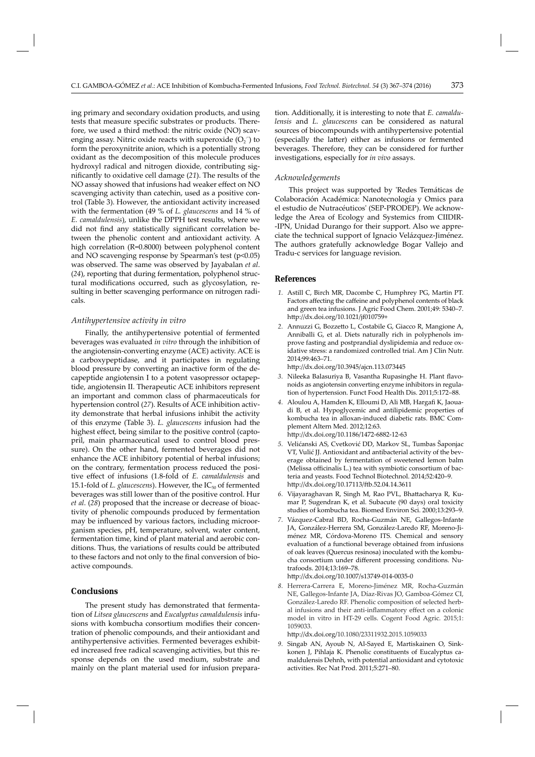ing primary and secondary oxidation products, and using tests that measure specific substrates or products. Therefore, we used a third method: the nitric oxide (NO) scavenging assay. Nitric oxide reacts with superoxide ($O_2^{\cdot-}$) to form the peroxynitrite anion, which is a potentially strong oxidant as the decomposition of this molecule produces hydroxyl radical and nitrogen dioxide, contributing significantly to oxidative cell damage (*21*). The results of the NO assay showed that infusions had weaker effect on NO scavenging activity than catechin, used as a positive control (Table 3). However, the antioxidant activity increased with the fermentation (49 % of *L. glaucescens* and 14 % of *E. camaldulensis*), unlike the DPPH test results, where we did not find any statistically significant correlation between the phenolic content and antioxidant activity. A high correlation (R=0.8000) between polyphenol content and NO scavenging response by Spearman's test ($p<0.05$) was observed. The same was observed by Jayabalan *et al*. (*24*), reporting that during fermentation, polyphenol structural modifications occurred, such as glycosylation, resulting in better scavenging performance on nitrogen radicals.

### *Antihypertensive activity in vitro*

Finally, the antihypertensive potential of fermented beverages was evaluated *in vitro* through the inhibition of the angiotensin-converting enzyme (ACE) activity. ACE is a carboxypeptidase, and it participates in regulating blood pressure by converting an inactive form of the decapeptide angiotensin I to a potent vasopressor octapeptide, angiotensin II. Therapeutic ACE inhibitors represent an important and common class of pharmaceuticals for hypertension control (*27*). Results of ACE inhibition activity demonstrate that herbal infusions inhibit the activity of this enzyme (Table 3). *L. glaucescens* infusion had the highest effect, being similar to the positive control (captopril, main pharmaceutical used to control blood pressure). On the other hand, fermented beverages did not enhance the ACE inhibitory potential of herbal infusions; on the contrary, fermentation process reduced the positive effect of infusions (1.8-fold of *E. camaldulensis* and 15.1-fold of *L. glaucescens*). However, the $IC_{50}$ of fermented beverages was still lower than of the positive control. Hur *et al*. (*28*) proposed that the increase or decrease of bioactivity of phenolic compounds produced by fermentation may be influenced by various factors, including microorganism species, pH, temperature, solvent, water content, fermentation time, kind of plant material and aerobic conditions. Thus, the variations of results could be attributed to these factors and not only to the final conversion of bioactive compounds.

## Conclusions

The present study has demonstrated that fermentation of *Litsea glaucescens* and *Eucalyptus camaldulensis* infusions with kombucha consortium modifies their concentration of phenolic compounds, and their antioxidant and antihypertensive activities. Fermented beverages exhibited increased free radical scavenging activities, but this response depends on the used medium, substrate and mainly on the plant material used for infusion preparation. Additionally, it is interesting to note that *E. camaldulensis* and *L. glaucescens* can be considered as natural sources of biocompounds with antihypertensive potential (especially the latter) either as infusions or fermented beverages. Therefore, they can be considered for further investigations, especially for *in vivo* assays.

### *Acknowledgements*

This project was supported by 'Redes Temáticas de Colaboración Académica: Nanotecnología y Omics para el estudio de Nutracéuticos' (SEP-PRODEP). We acknowledge the Area of Ecology and Systemics from CIIDIR--IPN, Unidad Durango for their support. Also we appreciate the technical support of Ignacio Velázquez-Jiménez. The authors gratefully acknowledge Bogar Vallejo and Tradu-c services for language revision.

## References

1. Astill C, Birch MR, Dacombe C, Humphrey PG, Martin PT. Factors affecting the caffeine and polyphenol contents of black and green tea infusions. J Agric Food Chem. 2001;49: 5340–7. http://dx.doi.org/10.1021/jf010759+
2. Annuzzi G, Bozzetto L, Costabile G, Giacco R, Mangione A, Anniballi G, et al. Diets naturally rich in polyphenols improve fasting and postprandial dyslipidemia and reduce oxidative stress: a randomized controlled trial. Am J Clin Nutr. 2014;99:463–71. http://dx.doi.org/10.3945/ajcn.113.073445
3. Nileeka Balasuriya B, Vasantha Rupasinghe H. Plant flavonoids as angiotensin converting enzyme inhibitors in regulation of hypertension. Funct Food Health Dis. 2011;5:172–88.
4. Aloulou A, Hamden K, Elloumi D, Ali MB, Hargafi K, Jaouadi B, et al. Hypoglycemic and antilipidemic properties of kombucha tea in alloxan-induced diabetic rats. BMC Complement Altern Med. 2012;12:63. http://dx.doi.org/10.1186/1472-6882-12-63
5. Velićanski AS, Cvetković DD, Markov SL, Tumbas Šaponjac VT, Vulić JJ. Antioxidant and antibacterial activity of the beverage obtained by fermentation of sweetened lemon balm (Melissa officinalis L.) tea with symbiotic consortium of bacteria and yeasts. Food Technol Biotechnol. 2014;52:420–9. http://dx.doi.org/10.17113/ftb.52.04.14.3611
6. Vijayaraghavan R, Singh M, Rao PVL, Bhattacharya R, Kumar P, Sugendran K, et al. Subacute (90 days) oral toxicity studies of kombucha tea. Biomed Environ Sci. 2000;13:293–9.
7. Vázquez-Cabral BD, Rocha-Guzmán NE, Gallegos-Infante JA, González-Herrera SM, González-Laredo RF, Moreno-Jiménez MR, Córdova-Moreno ITS. Chemical and sensory evaluation of a functional beverage obtained from infusions of oak leaves (Quercus resinosa) inoculated with the kombucha consortium under different processing conditions. Nutrafoods. 2014;13:169–78. http://dx.doi.org/10.1007/s13749-014-0035-0
8. Herrera-Carrera E, Moreno-Jiménez MR, Rocha-Guzmán NE, Gallegos-Infante JA, Díaz-Rivas JO, Gamboa-Gómez CI, González-Laredo RF. Phenolic composition of selected herbal infusions and their anti-inflammatory effect on a colonic model in vitro in HT-29 cells. Cogent Food Agric. 2015;1: 1059033. http://dx.doi.org/10.1080/23311932.2015.1059033
9. Singab AN, Ayoub N, Al-Sayed E, Martiskainen O, Sinkkonen J, Pihlaja K. Phenolic constituents of Eucalyptus camaldulensis Dehnh, with potential antioxidant and cytotoxic activities. Rec Nat Prod. 2011;5:271–80.